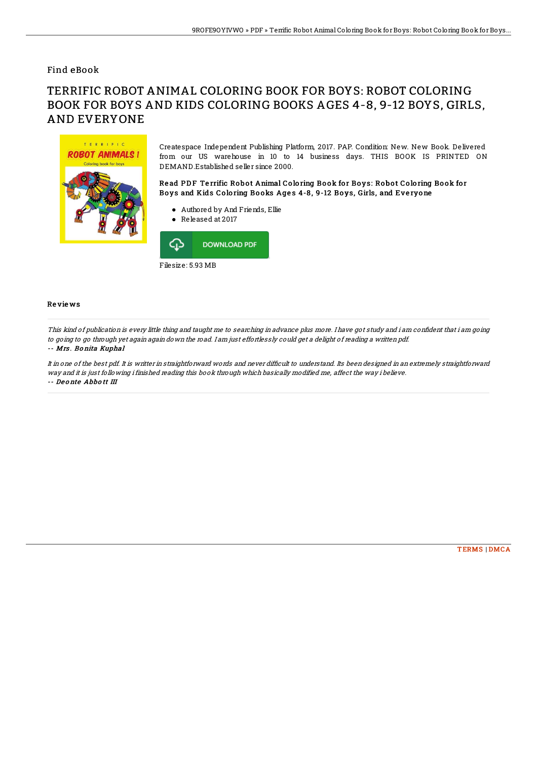Find eBook

# TERRIFIC ROBOT ANIMAL COLORING BOOK FOR BOYS: ROBOT COLORING BOOK FOR BOYS AND KIDS COLORING BOOKS AGES 4-8, 9-12 BOYS, GIRLS, AND EVERYONE

Createspace Independent Publishing Platform, 2017. PAP. Condition: New. New Book. Delivered from our US warehouse in 10 to 14 business days. THIS BOOK IS PRINTED ON DEMAND.Established seller since 2000.

### Read PDF Terrific Robot Animal Coloring Book for Boys: Robot Coloring Book for Boys and Kids Coloring Books Ages 4-8, 9-12 Boys, Girls, and Everyone

- Authored by And Friends, Ellie
- Released at 2017

DOWNLOAD PDF

Filesize: 5.93 MB

## Reviews

*This kind of publication is every little thing and taught me to searching in advance plus more. I have got study and i am confident that i am going to going to go through yet again again down the road. I am just effortlessly could get a delight of reading a written pdf.*

-- ***Mrs. Bonita Kuphal***

*It in one of the best pdf. It is writter in straightforward words and never difficult to understand. Its been designed in an extremely straightforward way and it is just following i finished reading this book through which basically modified me, affect the way i believe.*

-- ***Deonte Abbott III***

TERMS | DMCA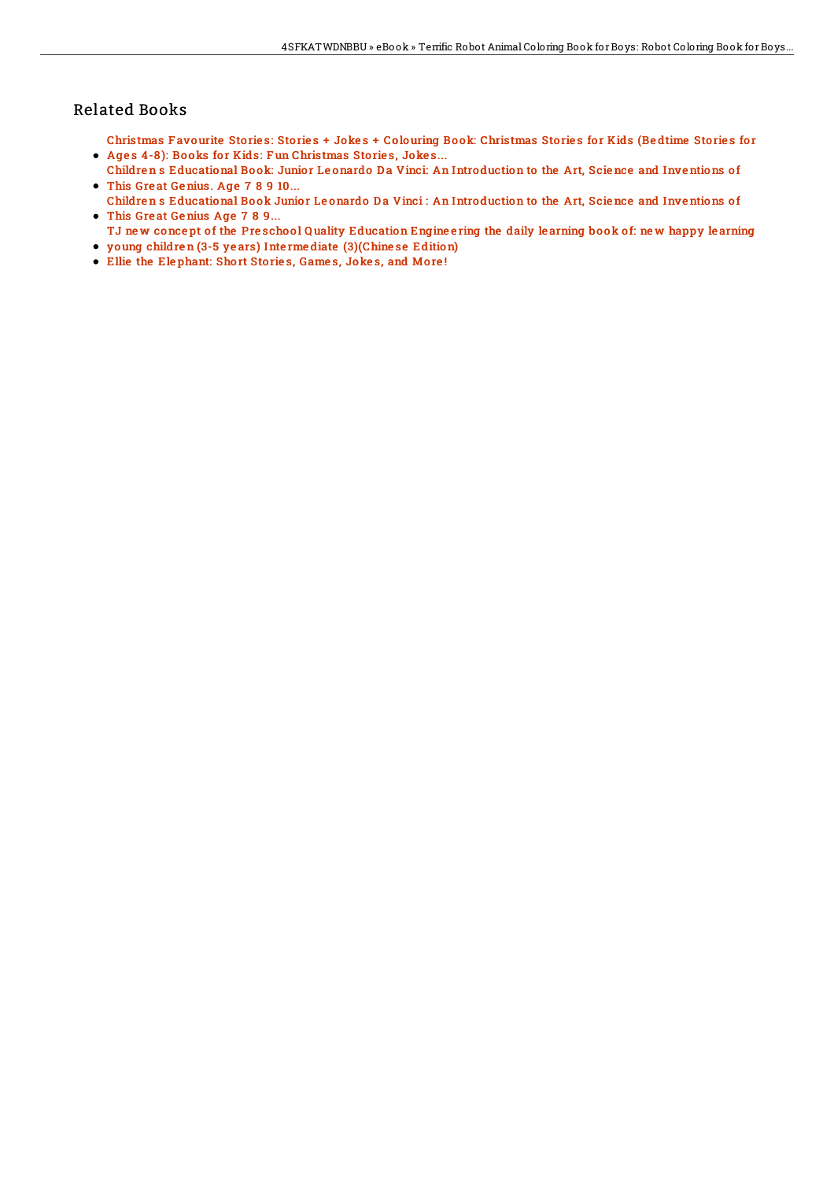## Related Books

- Christmas Favourite Stories: Stories + Jokes + Colouring Book: Christmas Stories for Kids (Bedtime Stories for Ages 4-8): Books for Kids: Fun Christmas Stories, Jokes...
- Children s Educational Book: Junior Leonardo Da Vinci: An Introduction to the Art, Science and Inventions of This Great Genius. Age 7 8 9 10...
- Children s Educational Book Junior Leonardo Da Vinci : An Introduction to the Art, Science and Inventions of This Great Genius Age 7 8 9...
- TJ new concept of the Preschool Quality Education Engineering the daily learning book of: new happy learning young children (3-5 years) Intermediate (3)(Chinese Edition)
- Ellie the Elephant: Short Stories, Games, Jokes, and More!